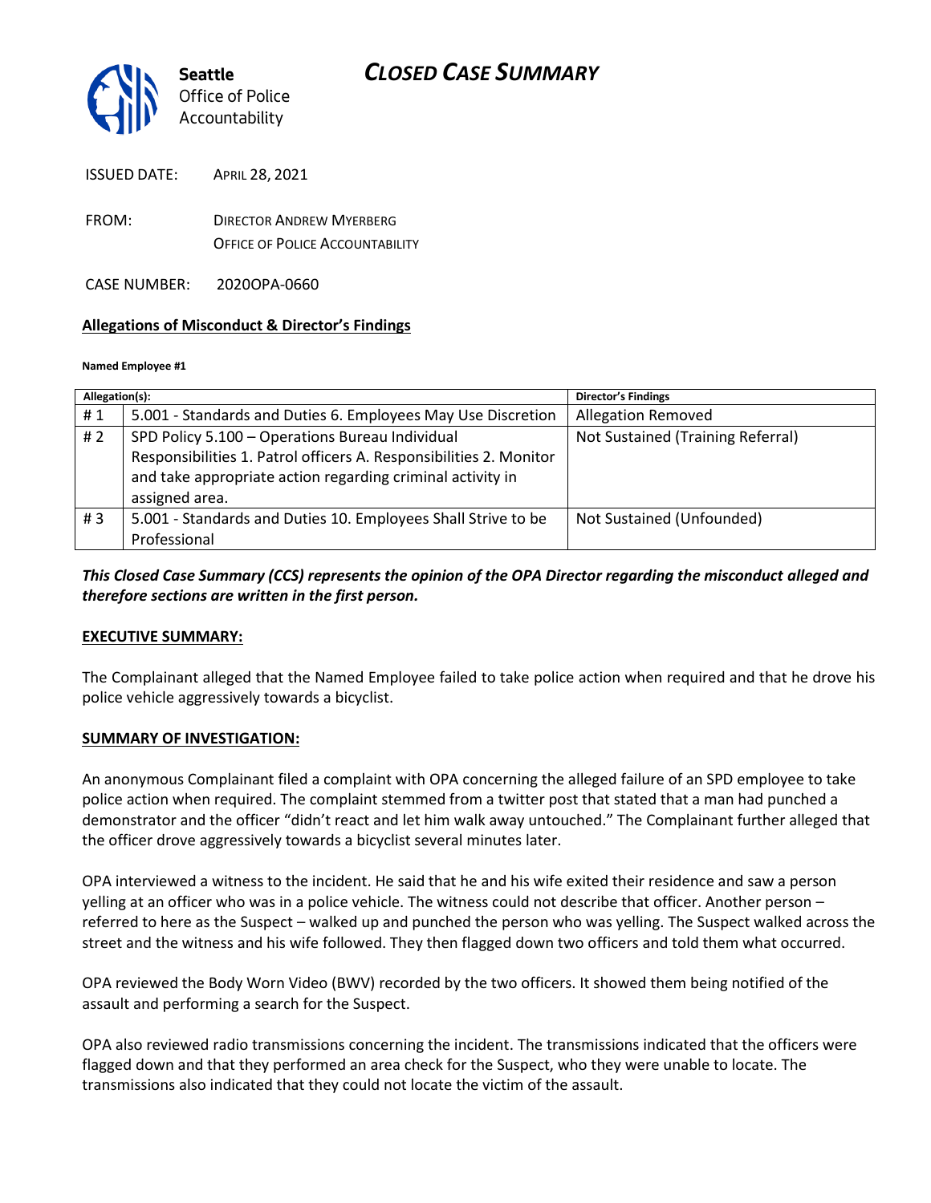**Seattle**
Office of Police Accountability

# CLOSED CASE SUMMARY

ISSUED DATE: APRIL 28, 2021

FROM: DIRECTOR ANDREW MYERBERG
OFFICE OF POLICE ACCOUNTABILITY

CASE NUMBER: 2020OPA-0660

## Allegations of Misconduct & Director's Findings

**Named Employee #1**

| Allegation(s): | | Director's Findings |
|---|---|---|
| # 1 | 5.001 - Standards and Duties 6. Employees May Use Discretion | Allegation Removed |
| # 2 | SPD Policy 5.100 – Operations Bureau Individual Responsibilities 1. Patrol officers A. Responsibilities 2. Monitor and take appropriate action regarding criminal activity in assigned area. | Not Sustained (Training Referral) |
| # 3 | 5.001 - Standards and Duties 10. Employees Shall Strive to be Professional | Not Sustained (Unfounded) |

***This Closed Case Summary (CCS) represents the opinion of the OPA Director regarding the misconduct alleged and therefore sections are written in the first person.***

## EXECUTIVE SUMMARY:

The Complainant alleged that the Named Employee failed to take police action when required and that he drove his police vehicle aggressively towards a bicyclist.

## SUMMARY OF INVESTIGATION:

An anonymous Complainant filed a complaint with OPA concerning the alleged failure of an SPD employee to take police action when required. The complaint stemmed from a twitter post that stated that a man had punched a demonstrator and the officer "didn't react and let him walk away untouched." The Complainant further alleged that the officer drove aggressively towards a bicyclist several minutes later.

OPA interviewed a witness to the incident. He said that he and his wife exited their residence and saw a person yelling at an officer who was in a police vehicle. The witness could not describe that officer. Another person – referred to here as the Suspect – walked up and punched the person who was yelling. The Suspect walked across the street and the witness and his wife followed. They then flagged down two officers and told them what occurred.

OPA reviewed the Body Worn Video (BWV) recorded by the two officers. It showed them being notified of the assault and performing a search for the Suspect.

OPA also reviewed radio transmissions concerning the incident. The transmissions indicated that the officers were flagged down and that they performed an area check for the Suspect, who they were unable to locate. The transmissions also indicated that they could not locate the victim of the assault.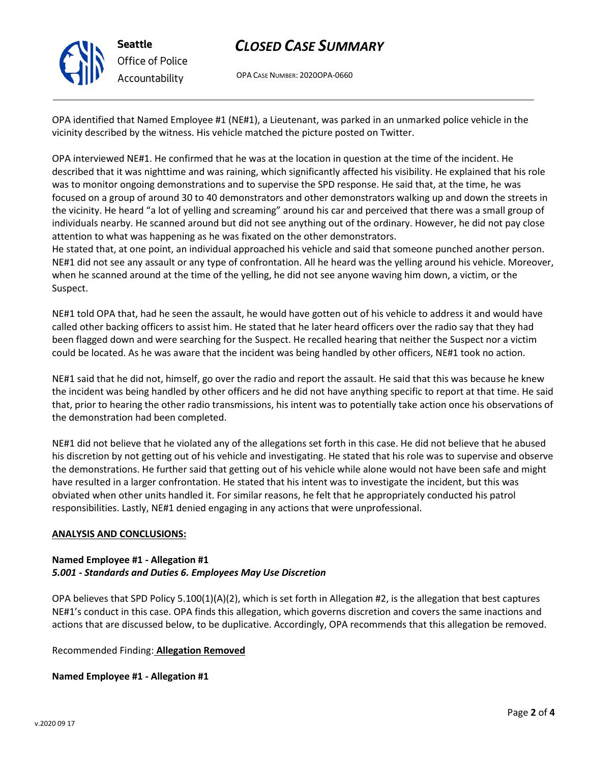OPA identified that Named Employee #1 (NE#1), a Lieutenant, was parked in an unmarked police vehicle in the vicinity described by the witness. His vehicle matched the picture posted on Twitter.

OPA interviewed NE#1. He confirmed that he was at the location in question at the time of the incident. He described that it was nighttime and was raining, which significantly affected his visibility. He explained that his role was to monitor ongoing demonstrations and to supervise the SPD response. He said that, at the time, he was focused on a group of around 30 to 40 demonstrators and other demonstrators walking up and down the streets in the vicinity. He heard "a lot of yelling and screaming" around his car and perceived that there was a small group of individuals nearby. He scanned around but did not see anything out of the ordinary. However, he did not pay close attention to what was happening as he was fixated on the other demonstrators.

He stated that, at one point, an individual approached his vehicle and said that someone punched another person. NE#1 did not see any assault or any type of confrontation. All he heard was the yelling around his vehicle. Moreover, when he scanned around at the time of the yelling, he did not see anyone waving him down, a victim, or the Suspect.

NE#1 told OPA that, had he seen the assault, he would have gotten out of his vehicle to address it and would have called other backing officers to assist him. He stated that he later heard officers over the radio say that they had been flagged down and were searching for the Suspect. He recalled hearing that neither the Suspect nor a victim could be located. As he was aware that the incident was being handled by other officers, NE#1 took no action.

NE#1 said that he did not, himself, go over the radio and report the assault. He said that this was because he knew the incident was being handled by other officers and he did not have anything specific to report at that time. He said that, prior to hearing the other radio transmissions, his intent was to potentially take action once his observations of the demonstration had been completed.

NE#1 did not believe that he violated any of the allegations set forth in this case. He did not believe that he abused his discretion by not getting out of his vehicle and investigating. He stated that his role was to supervise and observe the demonstrations. He further said that getting out of his vehicle while alone would not have been safe and might have resulted in a larger confrontation. He stated that his intent was to investigate the incident, but this was obviated when other units handled it. For similar reasons, he felt that he appropriately conducted his patrol responsibilities. Lastly, NE#1 denied engaging in any actions that were unprofessional.

**ANALYSIS AND CONCLUSIONS:**

**Named Employee #1 - Allegation #1**
***5.001 - Standards and Duties 6. Employees May Use Discretion***

OPA believes that SPD Policy 5.100(1)(A)(2), which is set forth in Allegation #2, is the allegation that best captures NE#1's conduct in this case. OPA finds this allegation, which governs discretion and covers the same inactions and actions that are discussed below, to be duplicative. Accordingly, OPA recommends that this allegation be removed.

Recommended Finding: **Allegation Removed**

**Named Employee #1 - Allegation #1**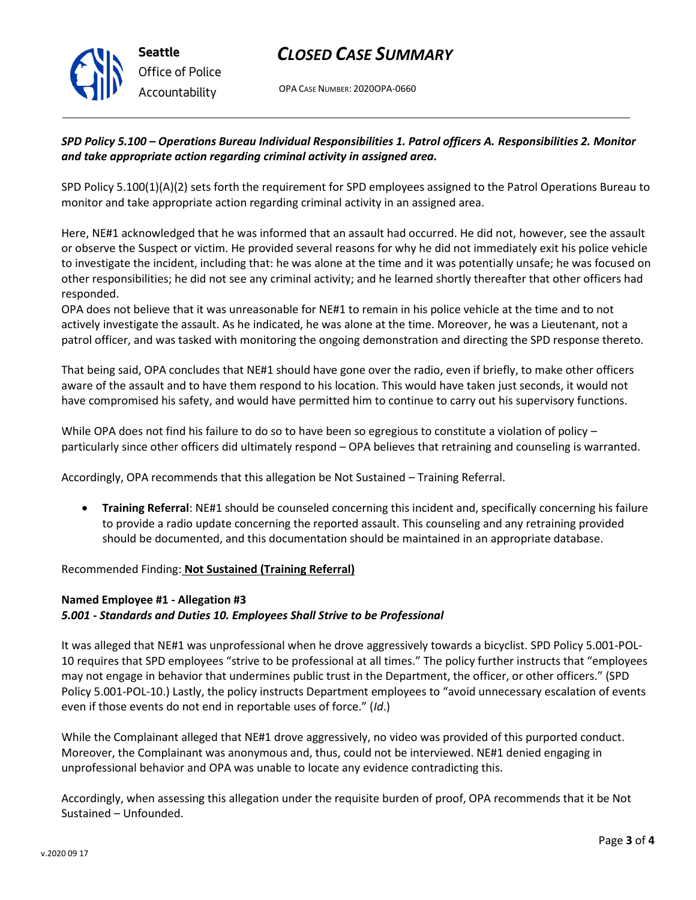***SPD Policy 5.100 – Operations Bureau Individual Responsibilities 1. Patrol officers A. Responsibilities 2. Monitor and take appropriate action regarding criminal activity in assigned area.***

SPD Policy 5.100(1)(A)(2) sets forth the requirement for SPD employees assigned to the Patrol Operations Bureau to monitor and take appropriate action regarding criminal activity in an assigned area.

Here, NE#1 acknowledged that he was informed that an assault had occurred. He did not, however, see the assault or observe the Suspect or victim. He provided several reasons for why he did not immediately exit his police vehicle to investigate the incident, including that: he was alone at the time and it was potentially unsafe; he was focused on other responsibilities; he did not see any criminal activity; and he learned shortly thereafter that other officers had responded.

OPA does not believe that it was unreasonable for NE#1 to remain in his police vehicle at the time and to not actively investigate the assault. As he indicated, he was alone at the time. Moreover, he was a Lieutenant, not a patrol officer, and was tasked with monitoring the ongoing demonstration and directing the SPD response thereto.

That being said, OPA concludes that NE#1 should have gone over the radio, even if briefly, to make other officers aware of the assault and to have them respond to his location. This would have taken just seconds, it would not have compromised his safety, and would have permitted him to continue to carry out his supervisory functions.

While OPA does not find his failure to do so to have been so egregious to constitute a violation of policy – particularly since other officers did ultimately respond – OPA believes that retraining and counseling is warranted.

Accordingly, OPA recommends that this allegation be Not Sustained – Training Referral.

- **Training Referral**: NE#1 should be counseled concerning this incident and, specifically concerning his failure to provide a radio update concerning the reported assault. This counseling and any retraining provided should be documented, and this documentation should be maintained in an appropriate database.

Recommended Finding: **Not Sustained (Training Referral)**

**Named Employee #1 - Allegation #3**
***5.001 - Standards and Duties 10. Employees Shall Strive to be Professional***

It was alleged that NE#1 was unprofessional when he drove aggressively towards a bicyclist. SPD Policy 5.001-POL-10 requires that SPD employees "strive to be professional at all times." The policy further instructs that "employees may not engage in behavior that undermines public trust in the Department, the officer, or other officers." (SPD Policy 5.001-POL-10.) Lastly, the policy instructs Department employees to "avoid unnecessary escalation of events even if those events do not end in reportable uses of force." (*Id*.)

While the Complainant alleged that NE#1 drove aggressively, no video was provided of this purported conduct. Moreover, the Complainant was anonymous and, thus, could not be interviewed. NE#1 denied engaging in unprofessional behavior and OPA was unable to locate any evidence contradicting this.

Accordingly, when assessing this allegation under the requisite burden of proof, OPA recommends that it be Not Sustained – Unfounded.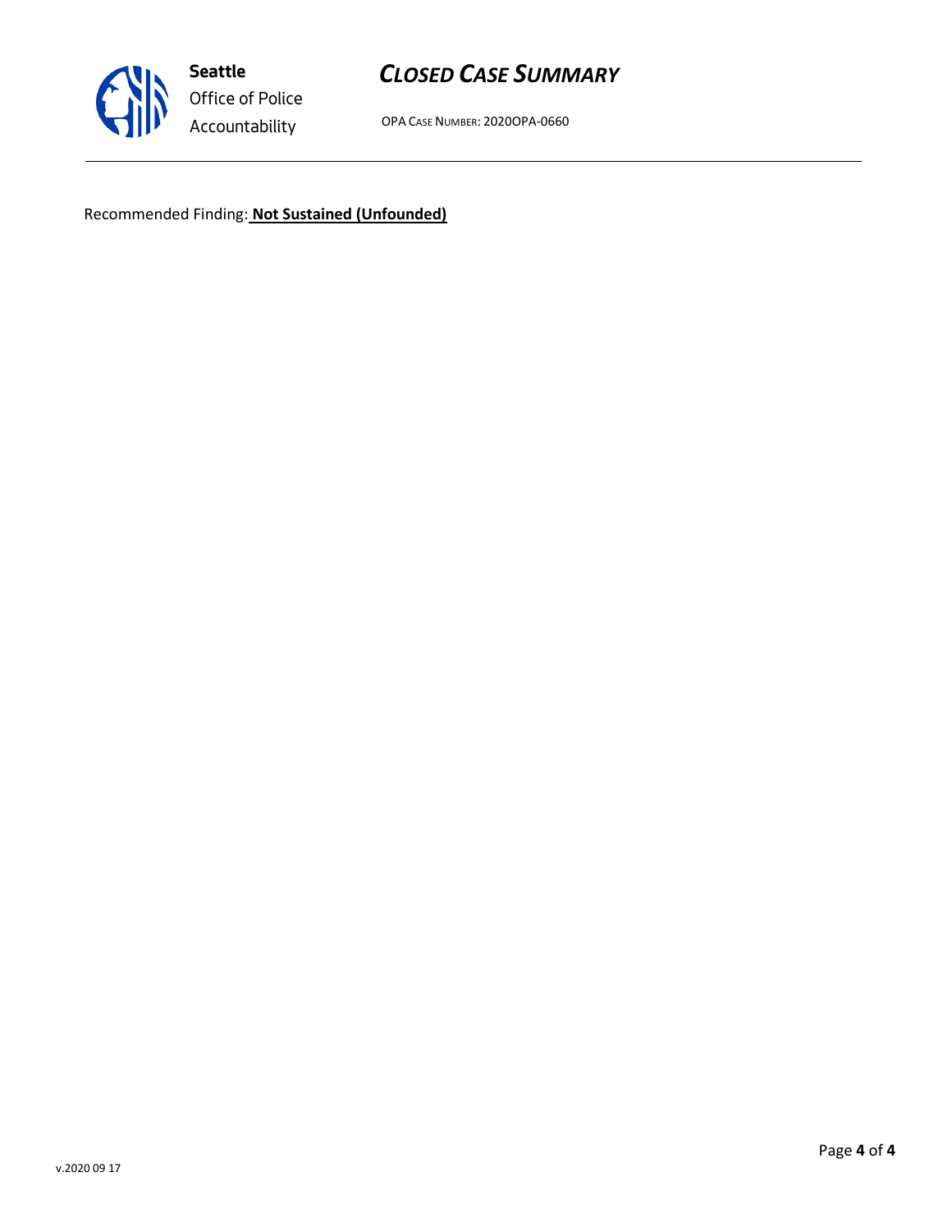Recommended Finding: **Not Sustained (Unfounded)**